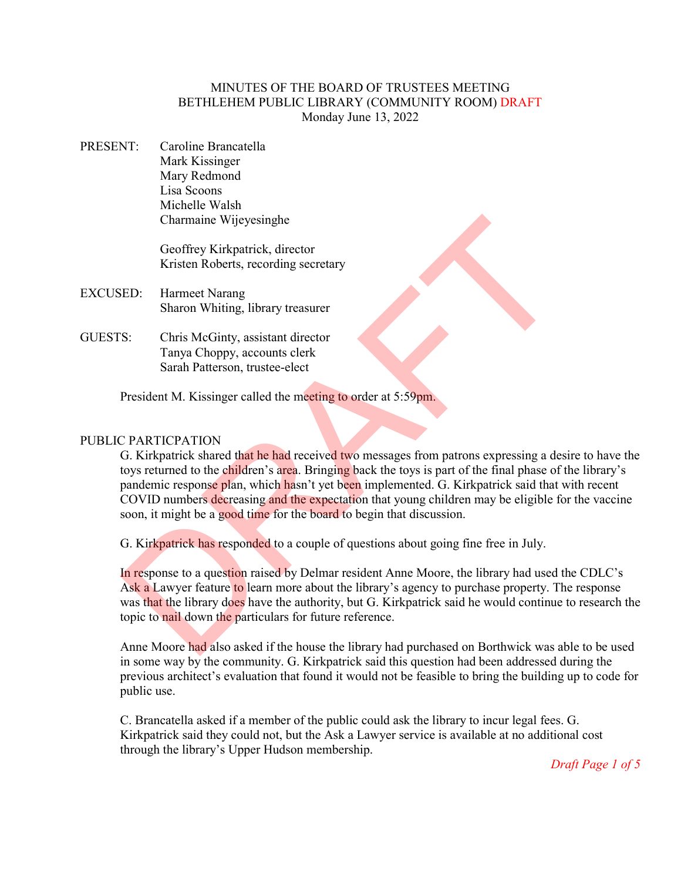MINUTES OF THE BOARD OF TRUSTEES MEETING
BETHLEHEM PUBLIC LIBRARY (COMMUNITY ROOM) DRAFT
Monday June 13, 2022

PRESENT: Caroline Brancatella
Mark Kissinger
Mary Redmond
Lisa Scoons
Michelle Walsh
Charmaine Wijeyesinghe

Geoffrey Kirkpatrick, director
Kristen Roberts, recording secretary

EXCUSED: Harmeet Narang
Sharon Whiting, library treasurer

GUESTS: Chris McGinty, assistant director
Tanya Choppy, accounts clerk
Sarah Patterson, trustee-elect

President M. Kissinger called the meeting to order at 5:59pm.

PUBLIC PARTICPATION

G. Kirkpatrick shared that he had received two messages from patrons expressing a desire to have the toys returned to the children's area. Bringing back the toys is part of the final phase of the library's pandemic response plan, which hasn't yet been implemented. G. Kirkpatrick said that with recent COVID numbers decreasing and the expectation that young children may be eligible for the vaccine soon, it might be a good time for the board to begin that discussion.

G. Kirkpatrick has responded to a couple of questions about going fine free in July.

In response to a question raised by Delmar resident Anne Moore, the library had used the CDLC's Ask a Lawyer feature to learn more about the library's agency to purchase property. The response was that the library does have the authority, but G. Kirkpatrick said he would continue to research the topic to nail down the particulars for future reference.

Anne Moore had also asked if the house the library had purchased on Borthwick was able to be used in some way by the community. G. Kirkpatrick said this question had been addressed during the previous architect's evaluation that found it would not be feasible to bring the building up to code for public use.

C. Brancatella asked if a member of the public could ask the library to incur legal fees. G. Kirkpatrick said they could not, but the Ask a Lawyer service is available at no additional cost through the library's Upper Hudson membership.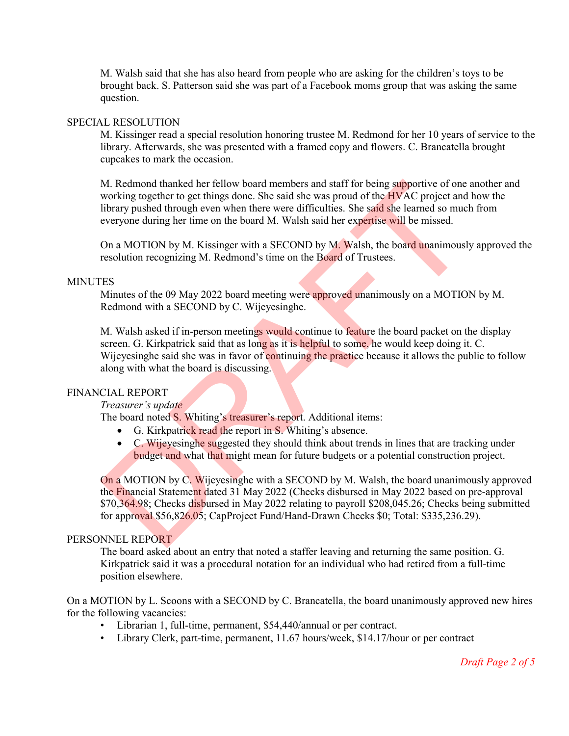M. Walsh said that she has also heard from people who are asking for the children's toys to be brought back. S. Patterson said she was part of a Facebook moms group that was asking the same question.

## SPECIAL RESOLUTION

M. Kissinger read a special resolution honoring trustee M. Redmond for her 10 years of service to the library. Afterwards, she was presented with a framed copy and flowers. C. Brancatella brought cupcakes to mark the occasion.

M. Redmond thanked her fellow board members and staff for being supportive of one another and working together to get things done. She said she was proud of the HVAC project and how the library pushed through even when there were difficulties. She said she learned so much from everyone during her time on the board M. Walsh said her expertise will be missed.

On a MOTION by M. Kissinger with a SECOND by M. Walsh, the board unanimously approved the resolution recognizing M. Redmond's time on the Board of Trustees.

## MINUTES

Minutes of the 09 May 2022 board meeting were approved unanimously on a MOTION by M. Redmond with a SECOND by C. Wijeyesinghe.

M. Walsh asked if in-person meetings would continue to feature the board packet on the display screen. G. Kirkpatrick said that as long as it is helpful to some, he would keep doing it. C. Wijeyesinghe said she was in favor of continuing the practice because it allows the public to follow along with what the board is discussing.

## FINANCIAL REPORT

*Treasurer's update*

The board noted S. Whiting's treasurer's report. Additional items:

- G. Kirkpatrick read the report in S. Whiting's absence.
- C. Wijeyesinghe suggested they should think about trends in lines that are tracking under budget and what that might mean for future budgets or a potential construction project.

On a MOTION by C. Wijeyesinghe with a SECOND by M. Walsh, the board unanimously approved the Financial Statement dated 31 May 2022 (Checks disbursed in May 2022 based on pre-approval $70,364.98; Checks disbursed in May 2022 relating to payroll $208,045.26; Checks being submitted for approval $56,826.05; CapProject Fund/Hand-Drawn Checks $0; Total: $335,236.29).

## PERSONNEL REPORT

The board asked about an entry that noted a staffer leaving and returning the same position. G. Kirkpatrick said it was a procedural notation for an individual who had retired from a full-time position elsewhere.

On a MOTION by L. Scoons with a SECOND by C. Brancatella, the board unanimously approved new hires for the following vacancies:

- Librarian 1, full-time, permanent, $54,440/annual or per contract.
- Library Clerk, part-time, permanent, 11.67 hours/week, $14.17/hour or per contract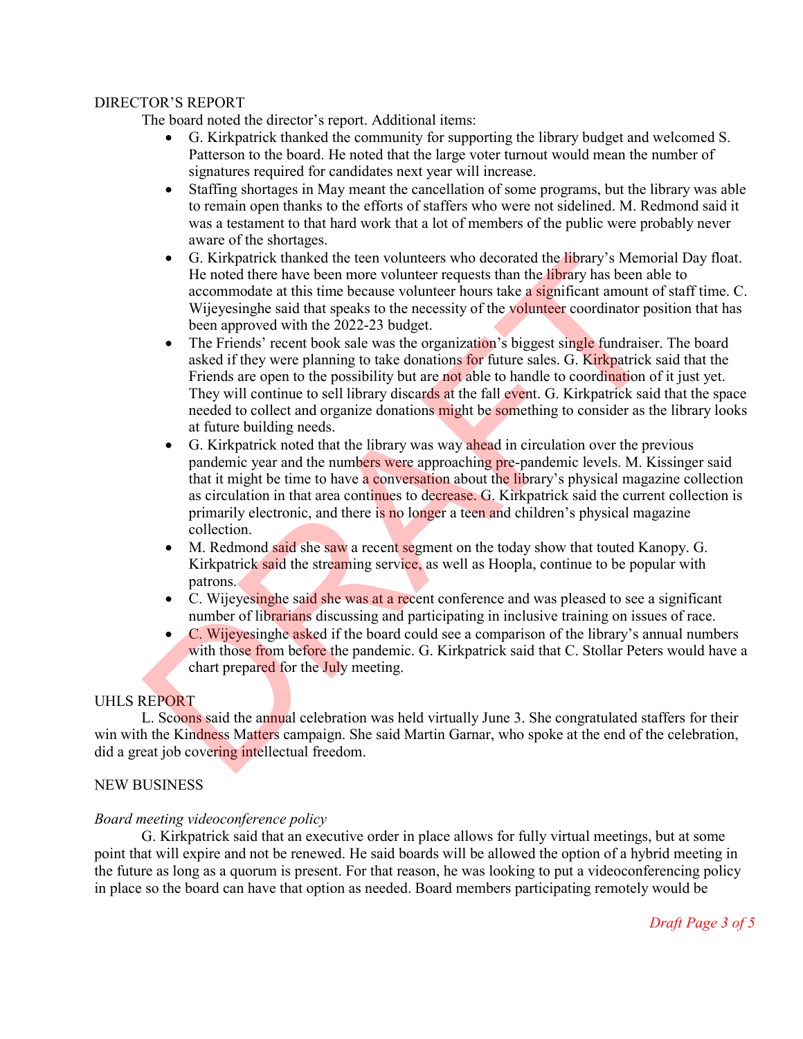DIRECTOR'S REPORT

The board noted the director's report. Additional items:

- G. Kirkpatrick thanked the community for supporting the library budget and welcomed S. Patterson to the board. He noted that the large voter turnout would mean the number of signatures required for candidates next year will increase.
- Staffing shortages in May meant the cancellation of some programs, but the library was able to remain open thanks to the efforts of staffers who were not sidelined. M. Redmond said it was a testament to that hard work that a lot of members of the public were probably never aware of the shortages.
- G. Kirkpatrick thanked the teen volunteers who decorated the library's Memorial Day float. He noted there have been more volunteer requests than the library has been able to accommodate at this time because volunteer hours take a significant amount of staff time. C. Wijeyesinghe said that speaks to the necessity of the volunteer coordinator position that has been approved with the 2022-23 budget.
- The Friends' recent book sale was the organization's biggest single fundraiser. The board asked if they were planning to take donations for future sales. G. Kirkpatrick said that the Friends are open to the possibility but are not able to handle to coordination of it just yet. They will continue to sell library discards at the fall event. G. Kirkpatrick said that the space needed to collect and organize donations might be something to consider as the library looks at future building needs.
- G. Kirkpatrick noted that the library was way ahead in circulation over the previous pandemic year and the numbers were approaching pre-pandemic levels. M. Kissinger said that it might be time to have a conversation about the library's physical magazine collection as circulation in that area continues to decrease. G. Kirkpatrick said the current collection is primarily electronic, and there is no longer a teen and children's physical magazine collection.
- M. Redmond said she saw a recent segment on the today show that touted Kanopy. G. Kirkpatrick said the streaming service, as well as Hoopla, continue to be popular with patrons.
- C. Wijeyesinghe said she was at a recent conference and was pleased to see a significant number of librarians discussing and participating in inclusive training on issues of race.
- C. Wijeyesinghe asked if the board could see a comparison of the library's annual numbers with those from before the pandemic. G. Kirkpatrick said that C. Stollar Peters would have a chart prepared for the July meeting.

UHLS REPORT

L. Scoons said the annual celebration was held virtually June 3. She congratulated staffers for their win with the Kindness Matters campaign. She said Martin Garnar, who spoke at the end of the celebration, did a great job covering intellectual freedom.

NEW BUSINESS

*Board meeting videoconference policy*

G. Kirkpatrick said that an executive order in place allows for fully virtual meetings, but at some point that will expire and not be renewed. He said boards will be allowed the option of a hybrid meeting in the future as long as a quorum is present. For that reason, he was looking to put a videoconferencing policy in place so the board can have that option as needed. Board members participating remotely would be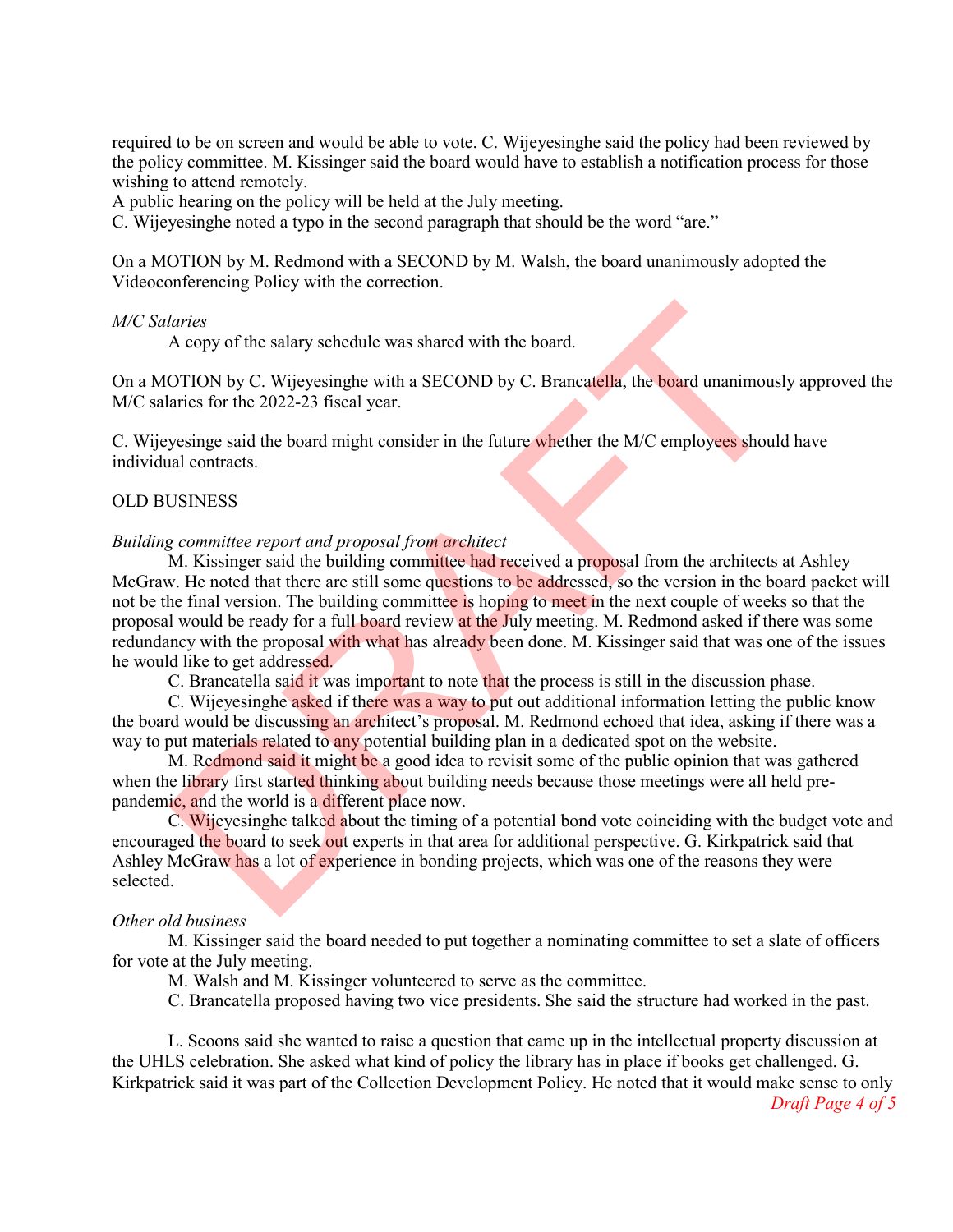required to be on screen and would be able to vote. C. Wijeyesinghe said the policy had been reviewed by the policy committee. M. Kissinger said the board would have to establish a notification process for those wishing to attend remotely.

A public hearing on the policy will be held at the July meeting.

C. Wijeyesinghe noted a typo in the second paragraph that should be the word "are."

On a MOTION by M. Redmond with a SECOND by M. Walsh, the board unanimously adopted the Videoconferencing Policy with the correction.

*M/C Salaries*

A copy of the salary schedule was shared with the board.

On a MOTION by C. Wijeyesinghe with a SECOND by C. Brancatella, the board unanimously approved the M/C salaries for the 2022-23 fiscal year.

C. Wijeyesinge said the board might consider in the future whether the M/C employees should have individual contracts.

OLD BUSINESS

*Building committee report and proposal from architect*

M. Kissinger said the building committee had received a proposal from the architects at Ashley McGraw. He noted that there are still some questions to be addressed, so the version in the board packet will not be the final version. The building committee is hoping to meet in the next couple of weeks so that the proposal would be ready for a full board review at the July meeting. M. Redmond asked if there was some redundancy with the proposal with what has already been done. M. Kissinger said that was one of the issues he would like to get addressed.

C. Brancatella said it was important to note that the process is still in the discussion phase.

C. Wijeyesinghe asked if there was a way to put out additional information letting the public know the board would be discussing an architect's proposal. M. Redmond echoed that idea, asking if there was a way to put materials related to any potential building plan in a dedicated spot on the website.

M. Redmond said it might be a good idea to revisit some of the public opinion that was gathered when the library first started thinking about building needs because those meetings were all held pre-pandemic, and the world is a different place now.

C. Wijeyesinghe talked about the timing of a potential bond vote coinciding with the budget vote and encouraged the board to seek out experts in that area for additional perspective. G. Kirkpatrick said that Ashley McGraw has a lot of experience in bonding projects, which was one of the reasons they were selected.

*Other old business*

M. Kissinger said the board needed to put together a nominating committee to set a slate of officers for vote at the July meeting.

M. Walsh and M. Kissinger volunteered to serve as the committee.

C. Brancatella proposed having two vice presidents. She said the structure had worked in the past.

L. Scoons said she wanted to raise a question that came up in the intellectual property discussion at the UHLS celebration. She asked what kind of policy the library has in place if books get challenged. G. Kirkpatrick said it was part of the Collection Development Policy. He noted that it would make sense to only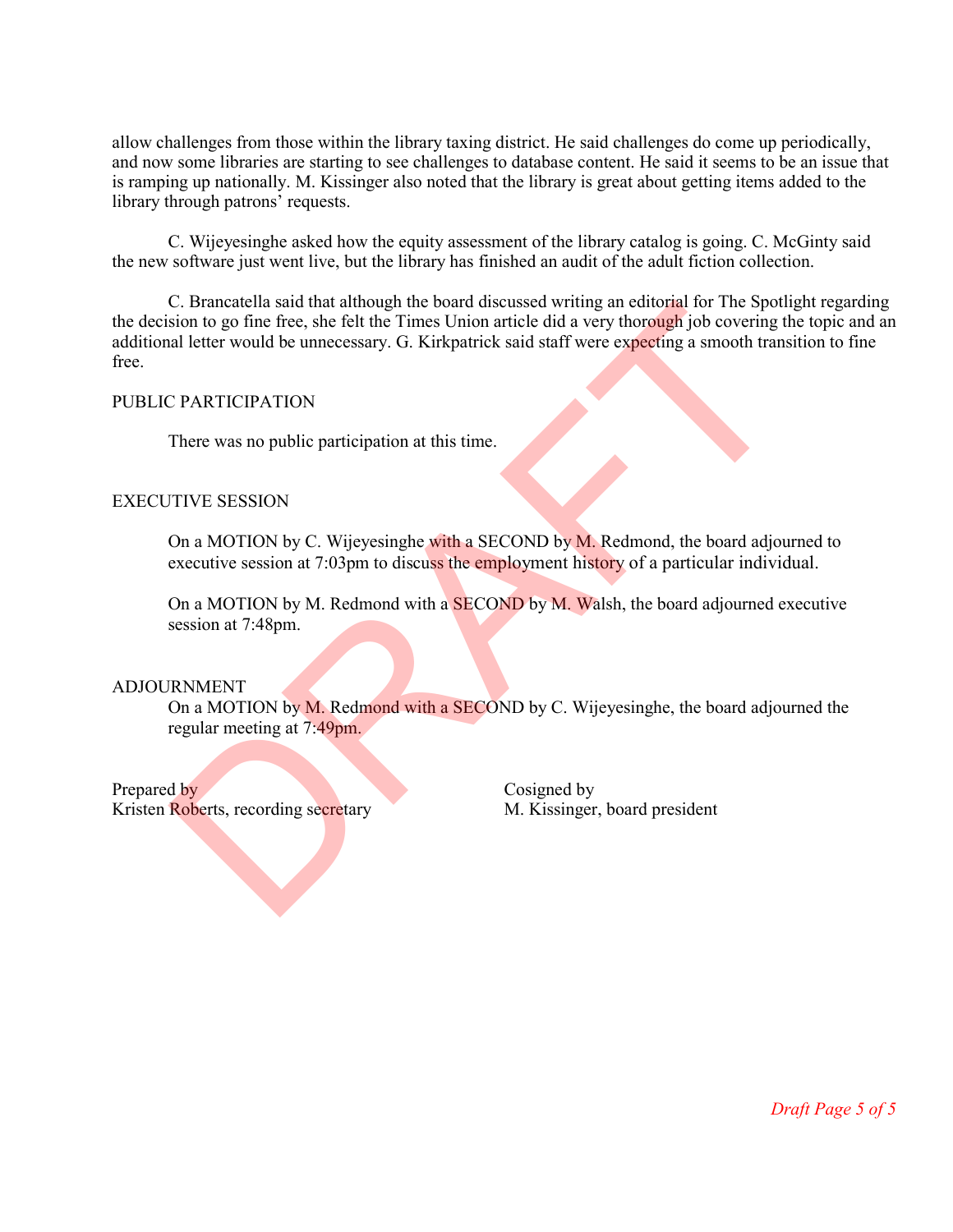allow challenges from those within the library taxing district. He said challenges do come up periodically, and now some libraries are starting to see challenges to database content. He said it seems to be an issue that is ramping up nationally. M. Kissinger also noted that the library is great about getting items added to the library through patrons' requests.

C. Wijeyesinghe asked how the equity assessment of the library catalog is going. C. McGinty said the new software just went live, but the library has finished an audit of the adult fiction collection.

C. Brancatella said that although the board discussed writing an editorial for The Spotlight regarding the decision to go fine free, she felt the Times Union article did a very thorough job covering the topic and an additional letter would be unnecessary. G. Kirkpatrick said staff were expecting a smooth transition to fine free.

PUBLIC PARTICIPATION

There was no public participation at this time.

EXECUTIVE SESSION

On a MOTION by C. Wijeyesinghe with a SECOND by M. Redmond, the board adjourned to executive session at 7:03pm to discuss the employment history of a particular individual.

On a MOTION by M. Redmond with a SECOND by M. Walsh, the board adjourned executive session at 7:48pm.

ADJOURNMENT

On a MOTION by M. Redmond with a SECOND by C. Wijeyesinghe, the board adjourned the regular meeting at 7:49pm.

Prepared by
Kristen Roberts, recording secretary

Cosigned by
M. Kissinger, board president

DRAFT